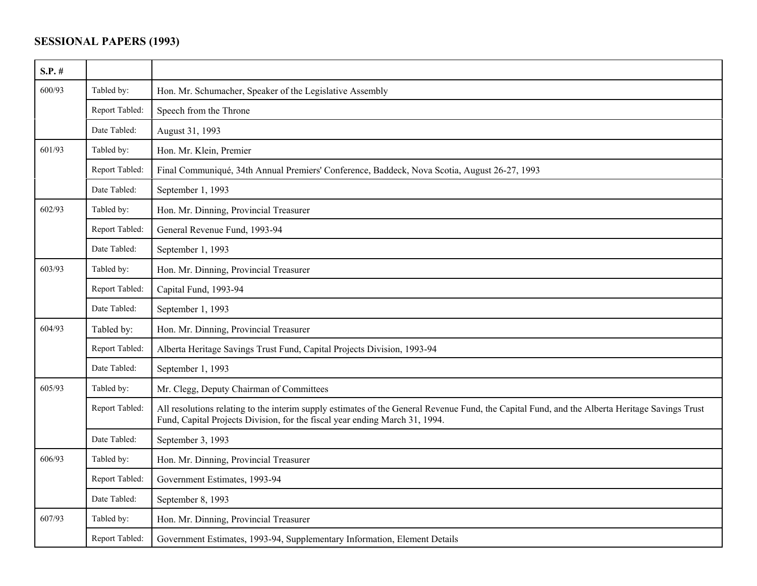## SESSIONAL PAPERS (1993)

| S.P. # | | |
|---|---|---|
| 600/93 | Tabled by: | Hon. Mr. Schumacher, Speaker of the Legislative Assembly |
| | Report Tabled: | Speech from the Throne |
| | Date Tabled: | August 31, 1993 |
| 601/93 | Tabled by: | Hon. Mr. Klein, Premier |
| | Report Tabled: | Final Communiqué, 34th Annual Premiers' Conference, Baddeck, Nova Scotia, August 26-27, 1993 |
| | Date Tabled: | September 1, 1993 |
| 602/93 | Tabled by: | Hon. Mr. Dinning, Provincial Treasurer |
| | Report Tabled: | General Revenue Fund, 1993-94 |
| | Date Tabled: | September 1, 1993 |
| 603/93 | Tabled by: | Hon. Mr. Dinning, Provincial Treasurer |
| | Report Tabled: | Capital Fund, 1993-94 |
| | Date Tabled: | September 1, 1993 |
| 604/93 | Tabled by: | Hon. Mr. Dinning, Provincial Treasurer |
| | Report Tabled: | Alberta Heritage Savings Trust Fund, Capital Projects Division, 1993-94 |
| | Date Tabled: | September 1, 1993 |
| 605/93 | Tabled by: | Mr. Clegg, Deputy Chairman of Committees |
| | Report Tabled: | All resolutions relating to the interim supply estimates of the General Revenue Fund, the Capital Fund, and the Alberta Heritage Savings Trust Fund, Capital Projects Division, for the fiscal year ending March 31, 1994. |
| | Date Tabled: | September 3, 1993 |
| 606/93 | Tabled by: | Hon. Mr. Dinning, Provincial Treasurer |
| | Report Tabled: | Government Estimates, 1993-94 |
| | Date Tabled: | September 8, 1993 |
| 607/93 | Tabled by: | Hon. Mr. Dinning, Provincial Treasurer |
| | Report Tabled: | Government Estimates, 1993-94, Supplementary Information, Element Details |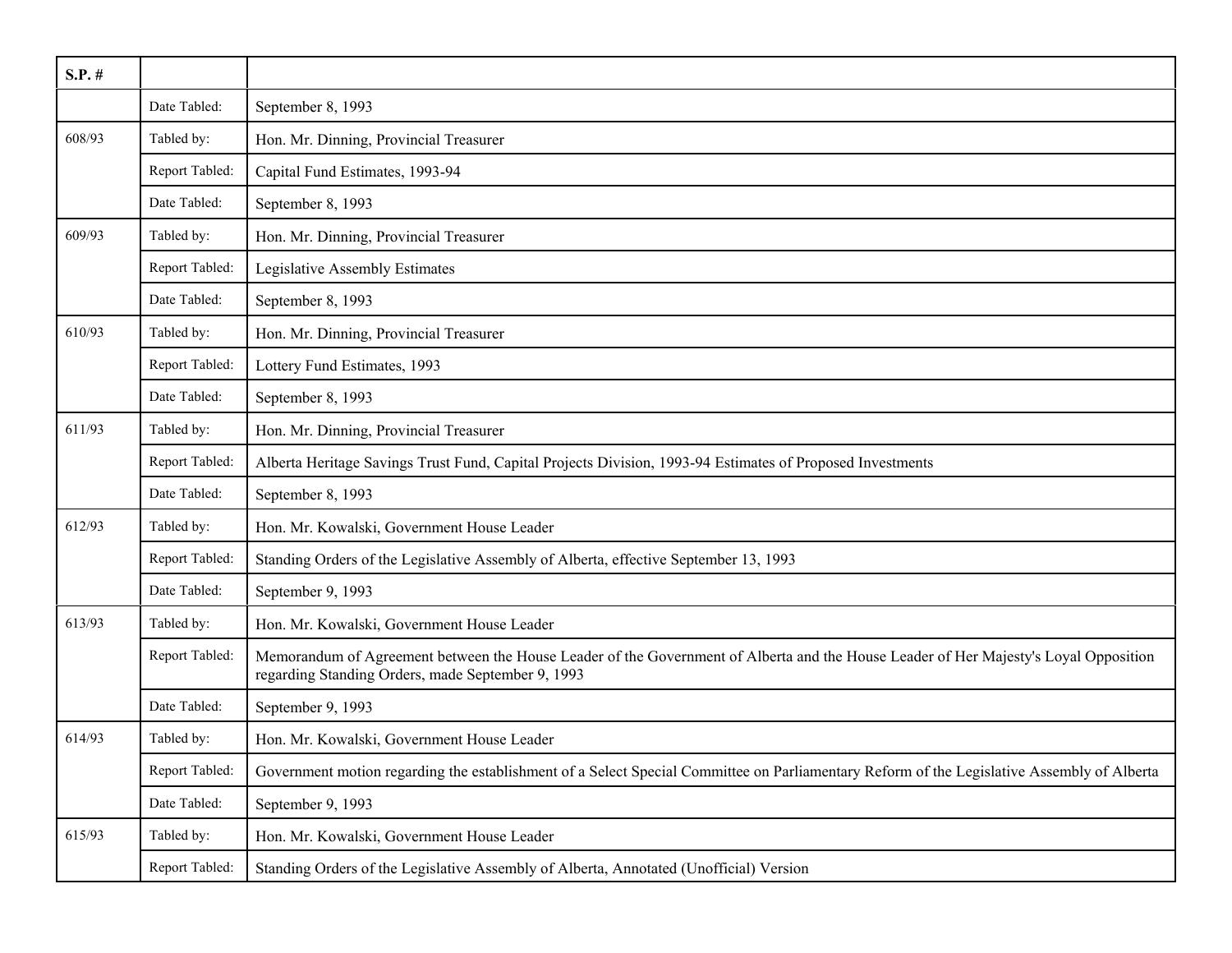| S.P. # | | |
|---|---|---|
| | Date Tabled: | September 8, 1993 |
| 608/93 | Tabled by: | Hon. Mr. Dinning, Provincial Treasurer |
| | Report Tabled: | Capital Fund Estimates, 1993-94 |
| | Date Tabled: | September 8, 1993 |
| 609/93 | Tabled by: | Hon. Mr. Dinning, Provincial Treasurer |
| | Report Tabled: | Legislative Assembly Estimates |
| | Date Tabled: | September 8, 1993 |
| 610/93 | Tabled by: | Hon. Mr. Dinning, Provincial Treasurer |
| | Report Tabled: | Lottery Fund Estimates, 1993 |
| | Date Tabled: | September 8, 1993 |
| 611/93 | Tabled by: | Hon. Mr. Dinning, Provincial Treasurer |
| | Report Tabled: | Alberta Heritage Savings Trust Fund, Capital Projects Division, 1993-94 Estimates of Proposed Investments |
| | Date Tabled: | September 8, 1993 |
| 612/93 | Tabled by: | Hon. Mr. Kowalski, Government House Leader |
| | Report Tabled: | Standing Orders of the Legislative Assembly of Alberta, effective September 13, 1993 |
| | Date Tabled: | September 9, 1993 |
| 613/93 | Tabled by: | Hon. Mr. Kowalski, Government House Leader |
| | Report Tabled: | Memorandum of Agreement between the House Leader of the Government of Alberta and the House Leader of Her Majesty's Loyal Opposition regarding Standing Orders, made September 9, 1993 |
| | Date Tabled: | September 9, 1993 |
| 614/93 | Tabled by: | Hon. Mr. Kowalski, Government House Leader |
| | Report Tabled: | Government motion regarding the establishment of a Select Special Committee on Parliamentary Reform of the Legislative Assembly of Alberta |
| | Date Tabled: | September 9, 1993 |
| 615/93 | Tabled by: | Hon. Mr. Kowalski, Government House Leader |
| | Report Tabled: | Standing Orders of the Legislative Assembly of Alberta, Annotated (Unofficial) Version |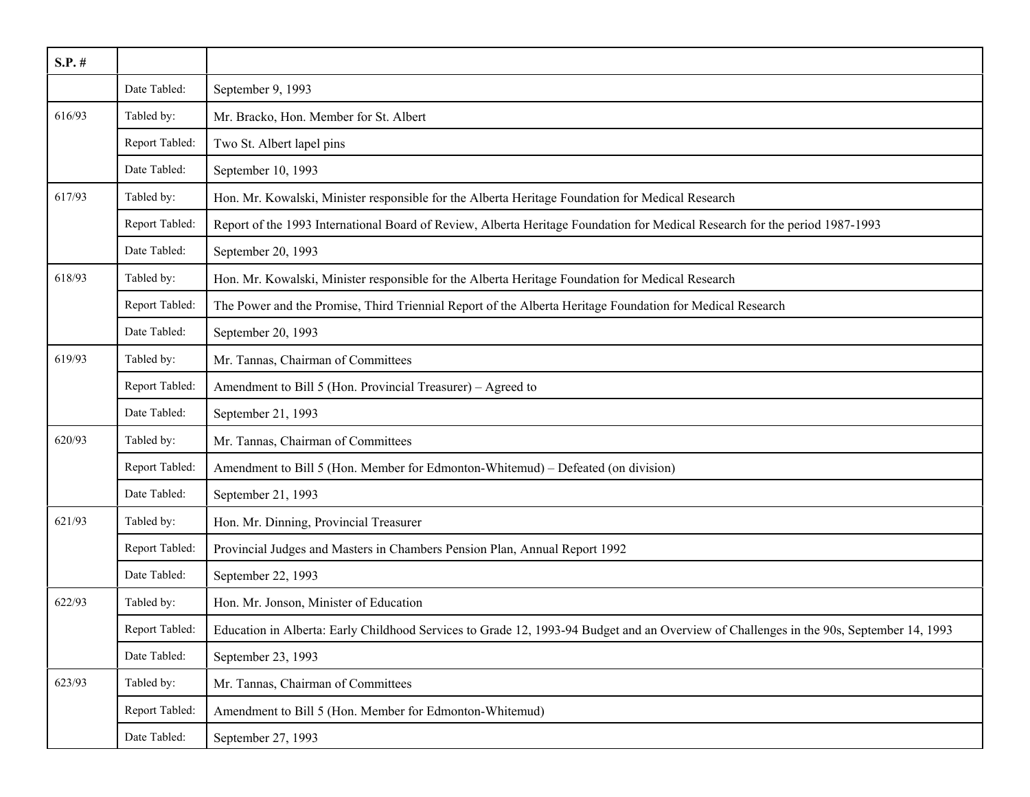| S.P. # | | |
|---|---|---|
| | Date Tabled: | September 9, 1993 |
| 616/93 | Tabled by: | Mr. Bracko, Hon. Member for St. Albert |
| | Report Tabled: | Two St. Albert lapel pins |
| | Date Tabled: | September 10, 1993 |
| 617/93 | Tabled by: | Hon. Mr. Kowalski, Minister responsible for the Alberta Heritage Foundation for Medical Research |
| | Report Tabled: | Report of the 1993 International Board of Review, Alberta Heritage Foundation for Medical Research for the period 1987-1993 |
| | Date Tabled: | September 20, 1993 |
| 618/93 | Tabled by: | Hon. Mr. Kowalski, Minister responsible for the Alberta Heritage Foundation for Medical Research |
| | Report Tabled: | The Power and the Promise, Third Triennial Report of the Alberta Heritage Foundation for Medical Research |
| | Date Tabled: | September 20, 1993 |
| 619/93 | Tabled by: | Mr. Tannas, Chairman of Committees |
| | Report Tabled: | Amendment to Bill 5 (Hon. Provincial Treasurer) – Agreed to |
| | Date Tabled: | September 21, 1993 |
| 620/93 | Tabled by: | Mr. Tannas, Chairman of Committees |
| | Report Tabled: | Amendment to Bill 5 (Hon. Member for Edmonton-Whitemud) – Defeated (on division) |
| | Date Tabled: | September 21, 1993 |
| 621/93 | Tabled by: | Hon. Mr. Dinning, Provincial Treasurer |
| | Report Tabled: | Provincial Judges and Masters in Chambers Pension Plan, Annual Report 1992 |
| | Date Tabled: | September 22, 1993 |
| 622/93 | Tabled by: | Hon. Mr. Jonson, Minister of Education |
| | Report Tabled: | Education in Alberta: Early Childhood Services to Grade 12, 1993-94 Budget and an Overview of Challenges in the 90s, September 14, 1993 |
| | Date Tabled: | September 23, 1993 |
| 623/93 | Tabled by: | Mr. Tannas, Chairman of Committees |
| | Report Tabled: | Amendment to Bill 5 (Hon. Member for Edmonton-Whitemud) |
| | Date Tabled: | September 27, 1993 |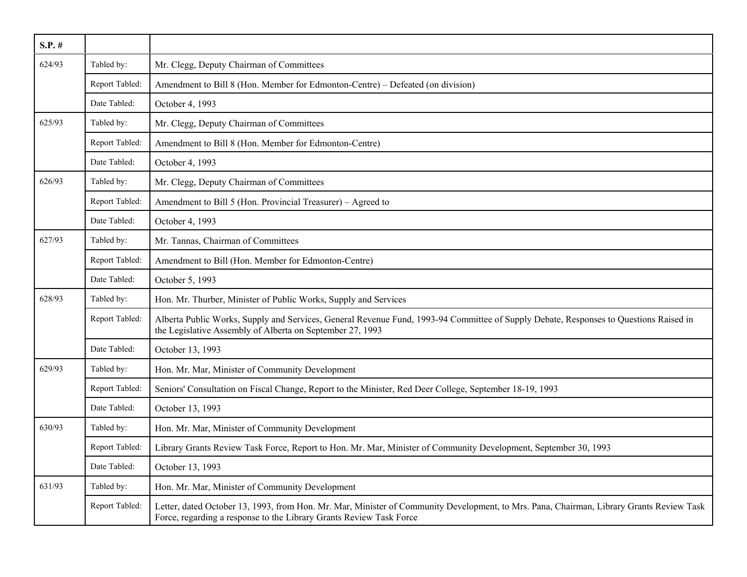| S.P. # | | |
|---|---|---|
| 624/93 | Tabled by: | Mr. Clegg, Deputy Chairman of Committees |
| | Report Tabled: | Amendment to Bill 8 (Hon. Member for Edmonton-Centre) – Defeated (on division) |
| | Date Tabled: | October 4, 1993 |
| 625/93 | Tabled by: | Mr. Clegg, Deputy Chairman of Committees |
| | Report Tabled: | Amendment to Bill 8 (Hon. Member for Edmonton-Centre) |
| | Date Tabled: | October 4, 1993 |
| 626/93 | Tabled by: | Mr. Clegg, Deputy Chairman of Committees |
| | Report Tabled: | Amendment to Bill 5 (Hon. Provincial Treasurer) – Agreed to |
| | Date Tabled: | October 4, 1993 |
| 627/93 | Tabled by: | Mr. Tannas, Chairman of Committees |
| | Report Tabled: | Amendment to Bill (Hon. Member for Edmonton-Centre) |
| | Date Tabled: | October 5, 1993 |
| 628/93 | Tabled by: | Hon. Mr. Thurber, Minister of Public Works, Supply and Services |
| | Report Tabled: | Alberta Public Works, Supply and Services, General Revenue Fund, 1993-94 Committee of Supply Debate, Responses to Questions Raised in the Legislative Assembly of Alberta on September 27, 1993 |
| | Date Tabled: | October 13, 1993 |
| 629/93 | Tabled by: | Hon. Mr. Mar, Minister of Community Development |
| | Report Tabled: | Seniors' Consultation on Fiscal Change, Report to the Minister, Red Deer College, September 18-19, 1993 |
| | Date Tabled: | October 13, 1993 |
| 630/93 | Tabled by: | Hon. Mr. Mar, Minister of Community Development |
| | Report Tabled: | Library Grants Review Task Force, Report to Hon. Mr. Mar, Minister of Community Development, September 30, 1993 |
| | Date Tabled: | October 13, 1993 |
| 631/93 | Tabled by: | Hon. Mr. Mar, Minister of Community Development |
| | Report Tabled: | Letter, dated October 13, 1993, from Hon. Mr. Mar, Minister of Community Development, to Mrs. Pana, Chairman, Library Grants Review Task Force, regarding a response to the Library Grants Review Task Force |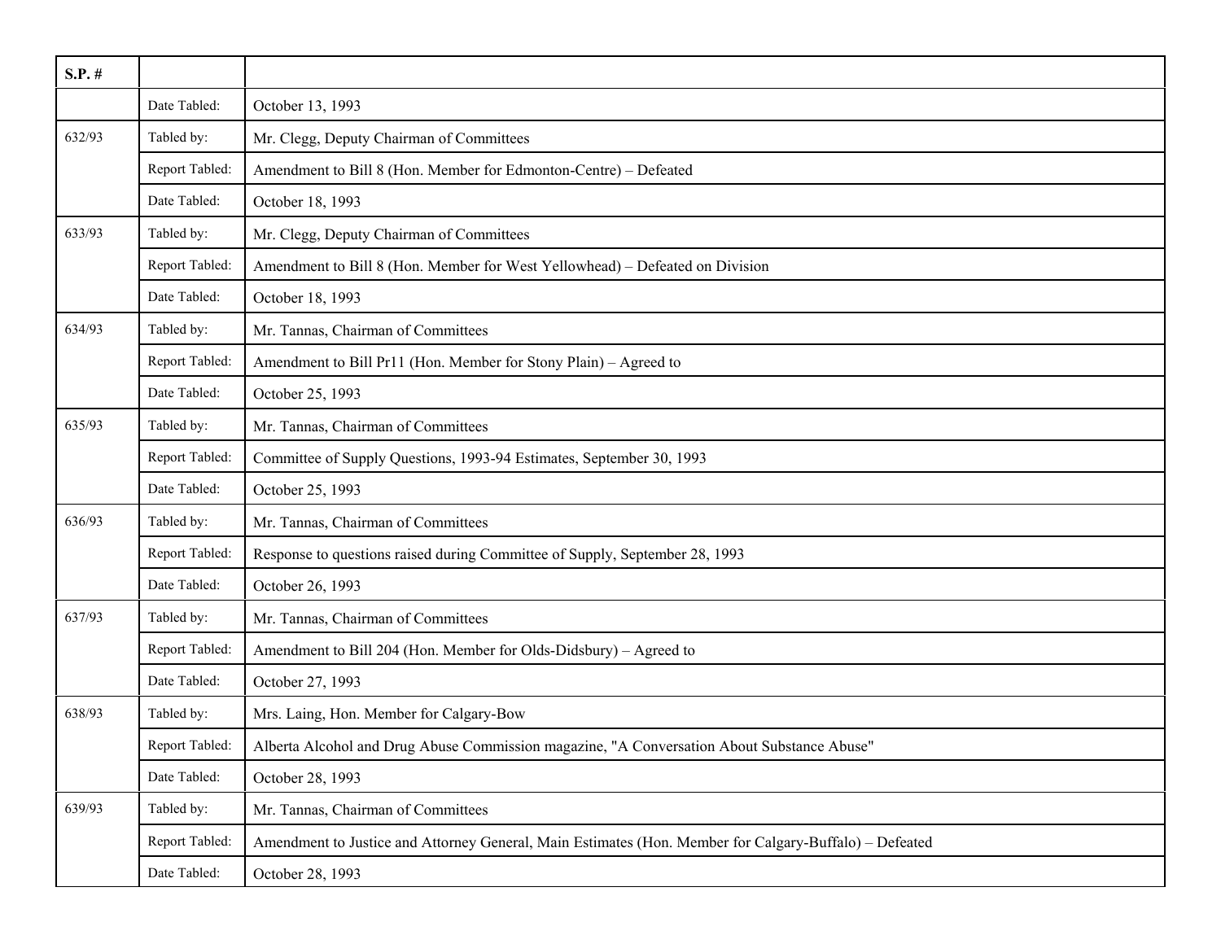| S.P. # | | |
|---|---|---|
| | Date Tabled: | October 13, 1993 |
| 632/93 | Tabled by: | Mr. Clegg, Deputy Chairman of Committees |
| | Report Tabled: | Amendment to Bill 8 (Hon. Member for Edmonton-Centre) – Defeated |
| | Date Tabled: | October 18, 1993 |
| 633/93 | Tabled by: | Mr. Clegg, Deputy Chairman of Committees |
| | Report Tabled: | Amendment to Bill 8 (Hon. Member for West Yellowhead) – Defeated on Division |
| | Date Tabled: | October 18, 1993 |
| 634/93 | Tabled by: | Mr. Tannas, Chairman of Committees |
| | Report Tabled: | Amendment to Bill Pr11 (Hon. Member for Stony Plain) – Agreed to |
| | Date Tabled: | October 25, 1993 |
| 635/93 | Tabled by: | Mr. Tannas, Chairman of Committees |
| | Report Tabled: | Committee of Supply Questions, 1993-94 Estimates, September 30, 1993 |
| | Date Tabled: | October 25, 1993 |
| 636/93 | Tabled by: | Mr. Tannas, Chairman of Committees |
| | Report Tabled: | Response to questions raised during Committee of Supply, September 28, 1993 |
| | Date Tabled: | October 26, 1993 |
| 637/93 | Tabled by: | Mr. Tannas, Chairman of Committees |
| | Report Tabled: | Amendment to Bill 204 (Hon. Member for Olds-Didsbury) – Agreed to |
| | Date Tabled: | October 27, 1993 |
| 638/93 | Tabled by: | Mrs. Laing, Hon. Member for Calgary-Bow |
| | Report Tabled: | Alberta Alcohol and Drug Abuse Commission magazine, "A Conversation About Substance Abuse" |
| | Date Tabled: | October 28, 1993 |
| 639/93 | Tabled by: | Mr. Tannas, Chairman of Committees |
| | Report Tabled: | Amendment to Justice and Attorney General, Main Estimates (Hon. Member for Calgary-Buffalo) – Defeated |
| | Date Tabled: | October 28, 1993 |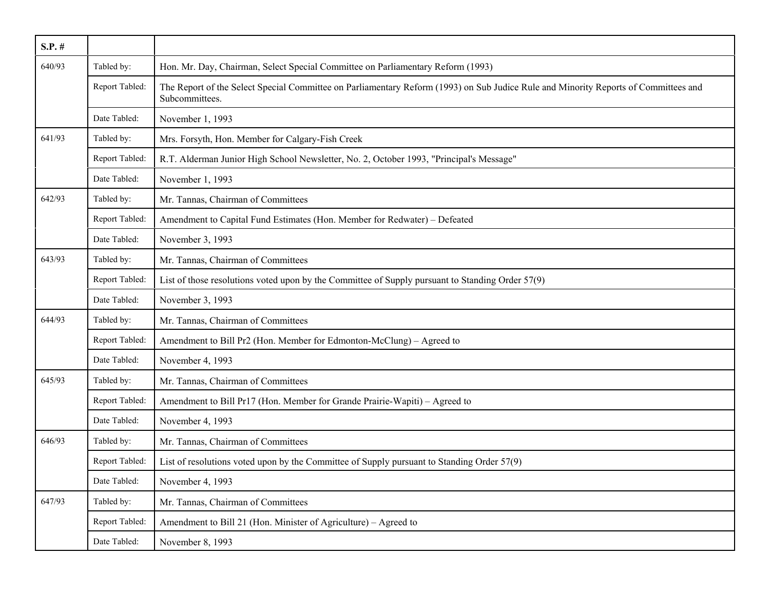| S.P. # | | |
|---|---|---|
| 640/93 | Tabled by: | Hon. Mr. Day, Chairman, Select Special Committee on Parliamentary Reform (1993) |
| | Report Tabled: | The Report of the Select Special Committee on Parliamentary Reform (1993) on Sub Judice Rule and Minority Reports of Committees and Subcommittees. |
| | Date Tabled: | November 1, 1993 |
| 641/93 | Tabled by: | Mrs. Forsyth, Hon. Member for Calgary-Fish Creek |
| | Report Tabled: | R.T. Alderman Junior High School Newsletter, No. 2, October 1993, "Principal's Message" |
| | Date Tabled: | November 1, 1993 |
| 642/93 | Tabled by: | Mr. Tannas, Chairman of Committees |
| | Report Tabled: | Amendment to Capital Fund Estimates (Hon. Member for Redwater) – Defeated |
| | Date Tabled: | November 3, 1993 |
| 643/93 | Tabled by: | Mr. Tannas, Chairman of Committees |
| | Report Tabled: | List of those resolutions voted upon by the Committee of Supply pursuant to Standing Order 57(9) |
| | Date Tabled: | November 3, 1993 |
| 644/93 | Tabled by: | Mr. Tannas, Chairman of Committees |
| | Report Tabled: | Amendment to Bill Pr2 (Hon. Member for Edmonton-McClung) – Agreed to |
| | Date Tabled: | November 4, 1993 |
| 645/93 | Tabled by: | Mr. Tannas, Chairman of Committees |
| | Report Tabled: | Amendment to Bill Pr17 (Hon. Member for Grande Prairie-Wapiti) – Agreed to |
| | Date Tabled: | November 4, 1993 |
| 646/93 | Tabled by: | Mr. Tannas, Chairman of Committees |
| | Report Tabled: | List of resolutions voted upon by the Committee of Supply pursuant to Standing Order 57(9) |
| | Date Tabled: | November 4, 1993 |
| 647/93 | Tabled by: | Mr. Tannas, Chairman of Committees |
| | Report Tabled: | Amendment to Bill 21 (Hon. Minister of Agriculture) – Agreed to |
| | Date Tabled: | November 8, 1993 |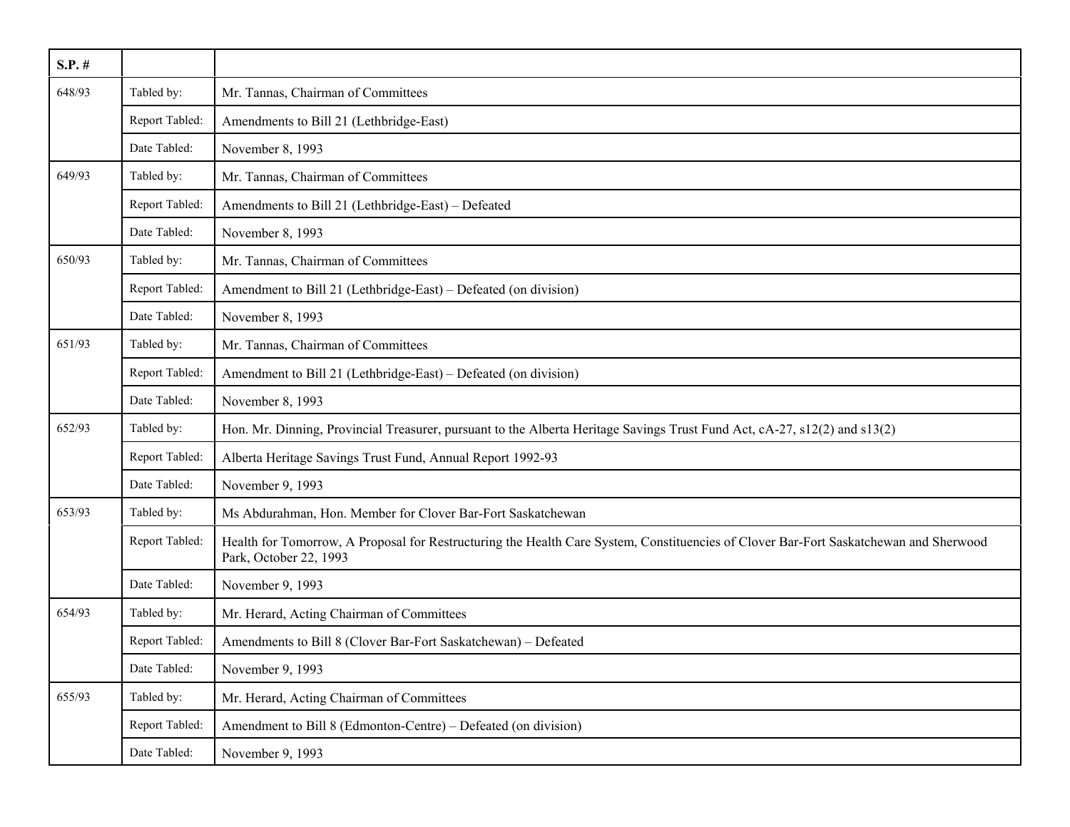| S.P. # | | |
|---|---|---|
| 648/93 | Tabled by: | Mr. Tannas, Chairman of Committees |
| | Report Tabled: | Amendments to Bill 21 (Lethbridge-East) |
| | Date Tabled: | November 8, 1993 |
| 649/93 | Tabled by: | Mr. Tannas, Chairman of Committees |
| | Report Tabled: | Amendments to Bill 21 (Lethbridge-East) – Defeated |
| | Date Tabled: | November 8, 1993 |
| 650/93 | Tabled by: | Mr. Tannas, Chairman of Committees |
| | Report Tabled: | Amendment to Bill 21 (Lethbridge-East) – Defeated (on division) |
| | Date Tabled: | November 8, 1993 |
| 651/93 | Tabled by: | Mr. Tannas, Chairman of Committees |
| | Report Tabled: | Amendment to Bill 21 (Lethbridge-East) – Defeated (on division) |
| | Date Tabled: | November 8, 1993 |
| 652/93 | Tabled by: | Hon. Mr. Dinning, Provincial Treasurer, pursuant to the Alberta Heritage Savings Trust Fund Act, cA-27, s12(2) and s13(2) |
| | Report Tabled: | Alberta Heritage Savings Trust Fund, Annual Report 1992-93 |
| | Date Tabled: | November 9, 1993 |
| 653/93 | Tabled by: | Ms Abdurahman, Hon. Member for Clover Bar-Fort Saskatchewan |
| | Report Tabled: | Health for Tomorrow, A Proposal for Restructuring the Health Care System, Constituencies of Clover Bar-Fort Saskatchewan and Sherwood Park, October 22, 1993 |
| | Date Tabled: | November 9, 1993 |
| 654/93 | Tabled by: | Mr. Herard, Acting Chairman of Committees |
| | Report Tabled: | Amendments to Bill 8 (Clover Bar-Fort Saskatchewan) – Defeated |
| | Date Tabled: | November 9, 1993 |
| 655/93 | Tabled by: | Mr. Herard, Acting Chairman of Committees |
| | Report Tabled: | Amendment to Bill 8 (Edmonton-Centre) – Defeated (on division) |
| | Date Tabled: | November 9, 1993 |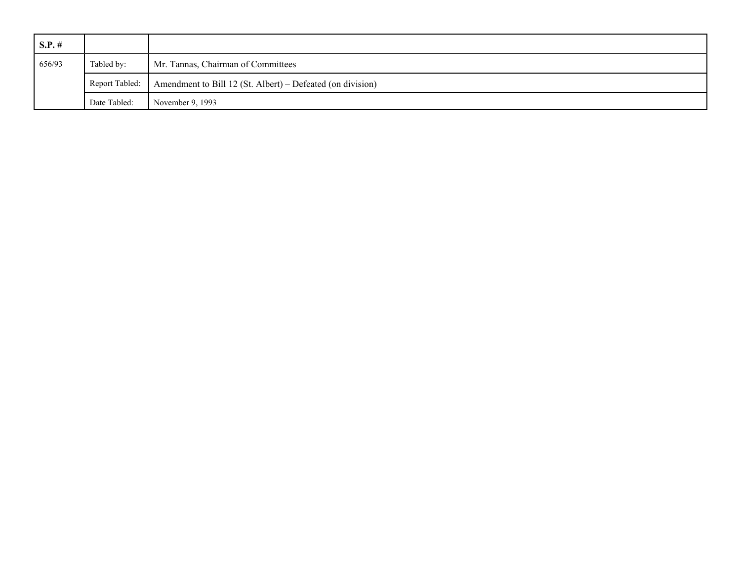| S.P. # | | |
|---|---|---|
| 656/93 | Tabled by: | Mr. Tannas, Chairman of Committees |
| | Report Tabled: | Amendment to Bill 12 (St. Albert) – Defeated (on division) |
| | Date Tabled: | November 9, 1993 |